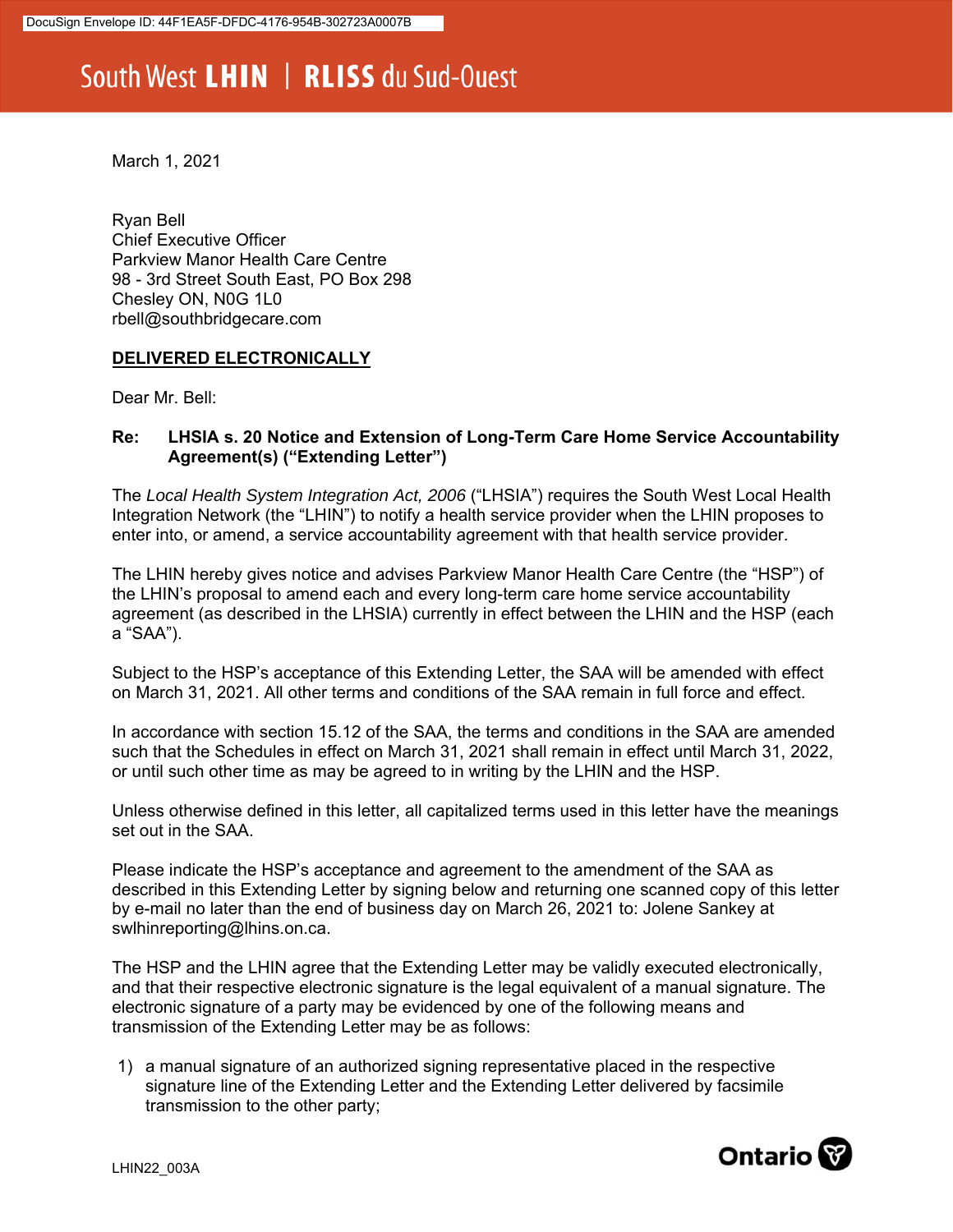DocuSign Envelope ID: 44F1EA5F-DFDC-4176-954B-302723A0007B

South West **LHIN** | **RLISS** du Sud-Ouest

March 1, 2021

Ryan Bell
Chief Executive Officer
Parkview Manor Health Care Centre
98 - 3rd Street South East, PO Box 298
Chesley ON, N0G 1L0
rbell@southbridgecare.com

**DELIVERED ELECTRONICALLY**

Dear Mr. Bell:

**Re: LHSIA s. 20 Notice and Extension of Long-Term Care Home Service Accountability Agreement(s) ("Extending Letter")**

The *Local Health System Integration Act, 2006* ("LHSIA") requires the South West Local Health Integration Network (the "LHIN") to notify a health service provider when the LHIN proposes to enter into, or amend, a service accountability agreement with that health service provider.

The LHIN hereby gives notice and advises Parkview Manor Health Care Centre (the "HSP") of the LHIN's proposal to amend each and every long-term care home service accountability agreement (as described in the LHSIA) currently in effect between the LHIN and the HSP (each a "SAA").

Subject to the HSP's acceptance of this Extending Letter, the SAA will be amended with effect on March 31, 2021. All other terms and conditions of the SAA remain in full force and effect.

In accordance with section 15.12 of the SAA, the terms and conditions in the SAA are amended such that the Schedules in effect on March 31, 2021 shall remain in effect until March 31, 2022, or until such other time as may be agreed to in writing by the LHIN and the HSP.

Unless otherwise defined in this letter, all capitalized terms used in this letter have the meanings set out in the SAA.

Please indicate the HSP's acceptance and agreement to the amendment of the SAA as described in this Extending Letter by signing below and returning one scanned copy of this letter by e-mail no later than the end of business day on March 26, 2021 to: Jolene Sankey at swlhinreporting@lhins.on.ca.

The HSP and the LHIN agree that the Extending Letter may be validly executed electronically, and that their respective electronic signature is the legal equivalent of a manual signature. The electronic signature of a party may be evidenced by one of the following means and transmission of the Extending Letter may be as follows:

1) a manual signature of an authorized signing representative placed in the respective signature line of the Extending Letter and the Extending Letter delivered by facsimile transmission to the other party;

LHIN22_003A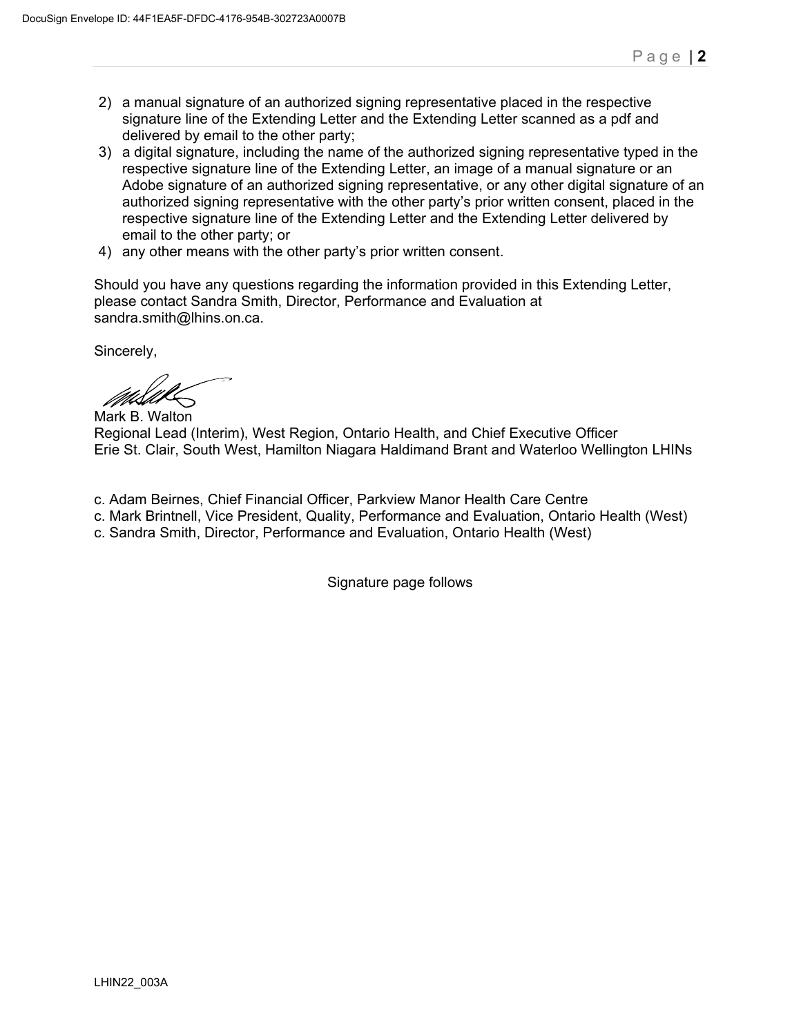2) a manual signature of an authorized signing representative placed in the respective signature line of the Extending Letter and the Extending Letter scanned as a pdf and delivered by email to the other party;
3) a digital signature, including the name of the authorized signing representative typed in the respective signature line of the Extending Letter, an image of a manual signature or an Adobe signature of an authorized signing representative, or any other digital signature of an authorized signing representative with the other party's prior written consent, placed in the respective signature line of the Extending Letter and the Extending Letter delivered by email to the other party; or
4) any other means with the other party's prior written consent.

Should you have any questions regarding the information provided in this Extending Letter, please contact Sandra Smith, Director, Performance and Evaluation at sandra.smith@lhins.on.ca.

Sincerely,

Mark B. Walton
Regional Lead (Interim), West Region, Ontario Health, and Chief Executive Officer
Erie St. Clair, South West, Hamilton Niagara Haldimand Brant and Waterloo Wellington LHINs

c. Adam Beirnes, Chief Financial Officer, Parkview Manor Health Care Centre
c. Mark Brintnell, Vice President, Quality, Performance and Evaluation, Ontario Health (West)
c. Sandra Smith, Director, Performance and Evaluation, Ontario Health (West)

Signature page follows

LHIN22_003A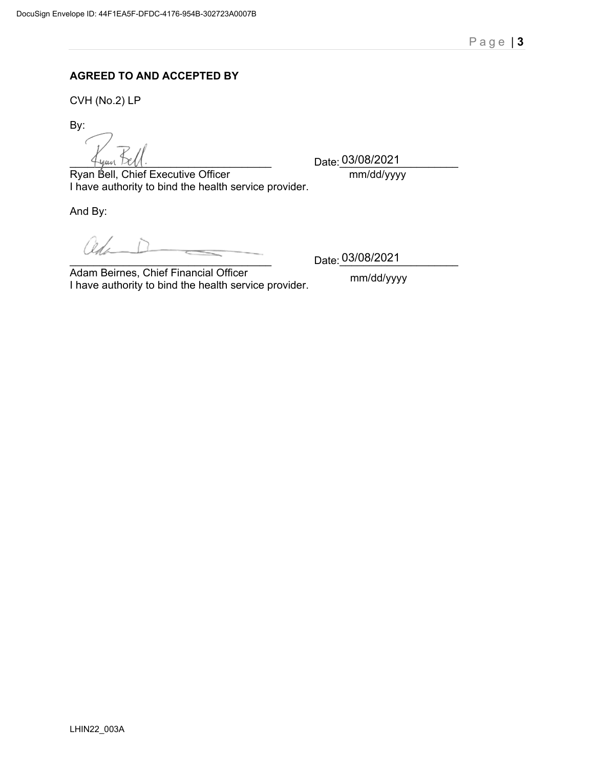**AGREED TO AND ACCEPTED BY**

CVH (No.2) LP

By:

\_\_\_\_\_\_\_\_\_\_\_\_\_\_\_\_\_\_\_\_\_\_\_\_\_\_\_\_\_\_\_\_\_\_ Date: 03/08/2021
Ryan Bell, Chief Executive Officer mm/dd/yyyy
I have authority to bind the health service provider.

And By:

\_\_\_\_\_\_\_\_\_\_\_\_\_\_\_\_\_\_\_\_\_\_\_\_\_\_\_\_\_\_\_\_\_\_ Date: 03/08/2021
Adam Beirnes, Chief Financial Officer mm/dd/yyyy
I have authority to bind the health service provider.

LHIN22_003A